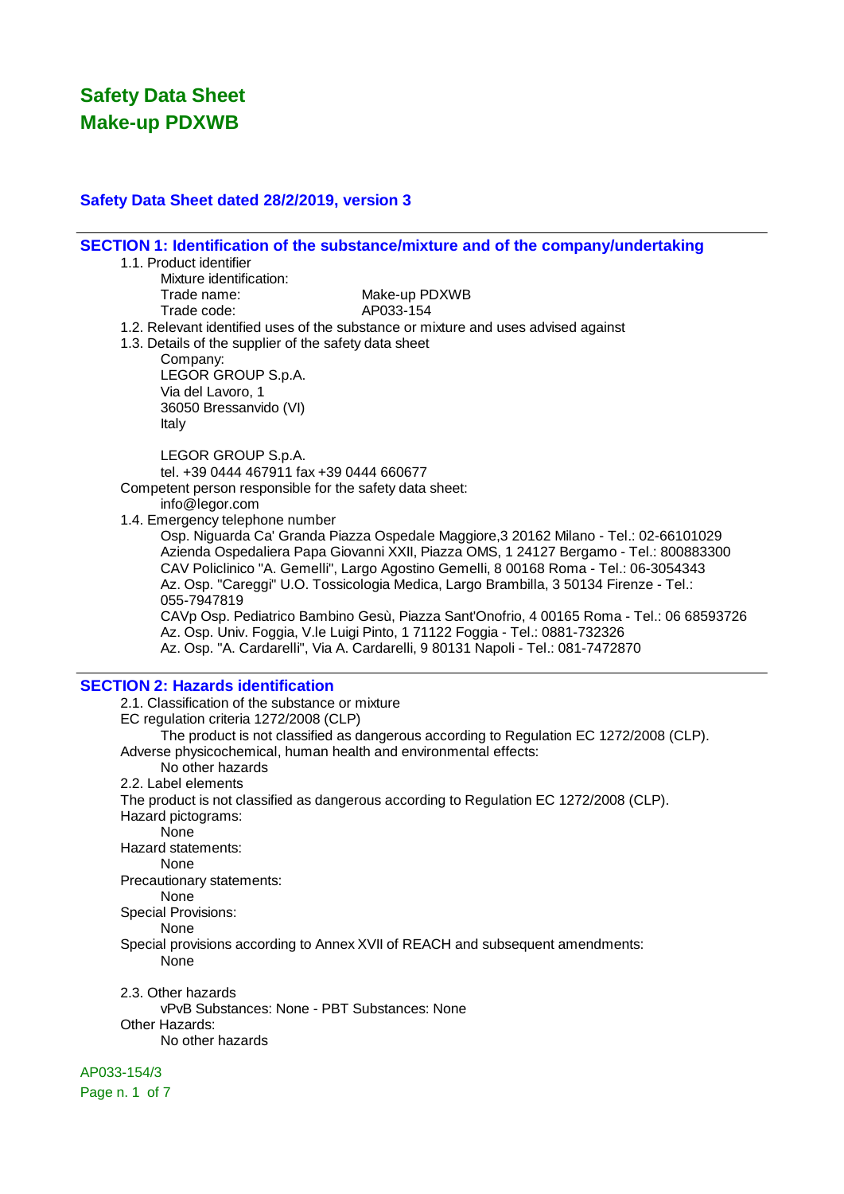# Safety Data Sheet
# Make-up PDXWB

### Safety Data Sheet dated 28/2/2019, version 3

## SECTION 1: Identification of the substance/mixture and of the company/undertaking

1.1. Product identifier

Mixture identification:

| | |
|---|---|
| Trade name: | Make-up PDXWB |
| Trade code: | AP033-154 |

1.2. Relevant identified uses of the substance or mixture and uses advised against

1.3. Details of the supplier of the safety data sheet

Company:
LEGOR GROUP S.p.A.
Via del Lavoro, 1
36050 Bressanvido (VI)
Italy

LEGOR GROUP S.p.A.
tel. +39 0444 467911 fax +39 0444 660677

Competent person responsible for the safety data sheet:
info@legor.com

1.4. Emergency telephone number

Osp. Niguarda Ca' Granda Piazza Ospedale Maggiore,3 20162 Milano - Tel.: 02-66101029
Azienda Ospedaliera Papa Giovanni XXII, Piazza OMS, 1 24127 Bergamo - Tel.: 800883300
CAV Policlinico "A. Gemelli", Largo Agostino Gemelli, 8 00168 Roma - Tel.: 06-3054343
Az. Osp. "Careggi" U.O. Tossicologia Medica, Largo Brambilla, 3 50134 Firenze - Tel.: 055-7947819
CAVp Osp. Pediatrico Bambino Gesù, Piazza Sant'Onofrio, 4 00165 Roma - Tel.: 06 68593726
Az. Osp. Univ. Foggia, V.le Luigi Pinto, 1 71122 Foggia - Tel.: 0881-732326
Az. Osp. "A. Cardarelli", Via A. Cardarelli, 9 80131 Napoli - Tel.: 081-7472870

## SECTION 2: Hazards identification

2.1. Classification of the substance or mixture

EC regulation criteria 1272/2008 (CLP)

The product is not classified as dangerous according to Regulation EC 1272/2008 (CLP).

Adverse physicochemical, human health and environmental effects:

No other hazards

2.2. Label elements

The product is not classified as dangerous according to Regulation EC 1272/2008 (CLP).

Hazard pictograms:

None

Hazard statements:

None

Precautionary statements:

None

Special Provisions:

None

Special provisions according to Annex XVII of REACH and subsequent amendments:

None

2.3. Other hazards

vPvB Substances: None - PBT Substances: None

Other Hazards:

No other hazards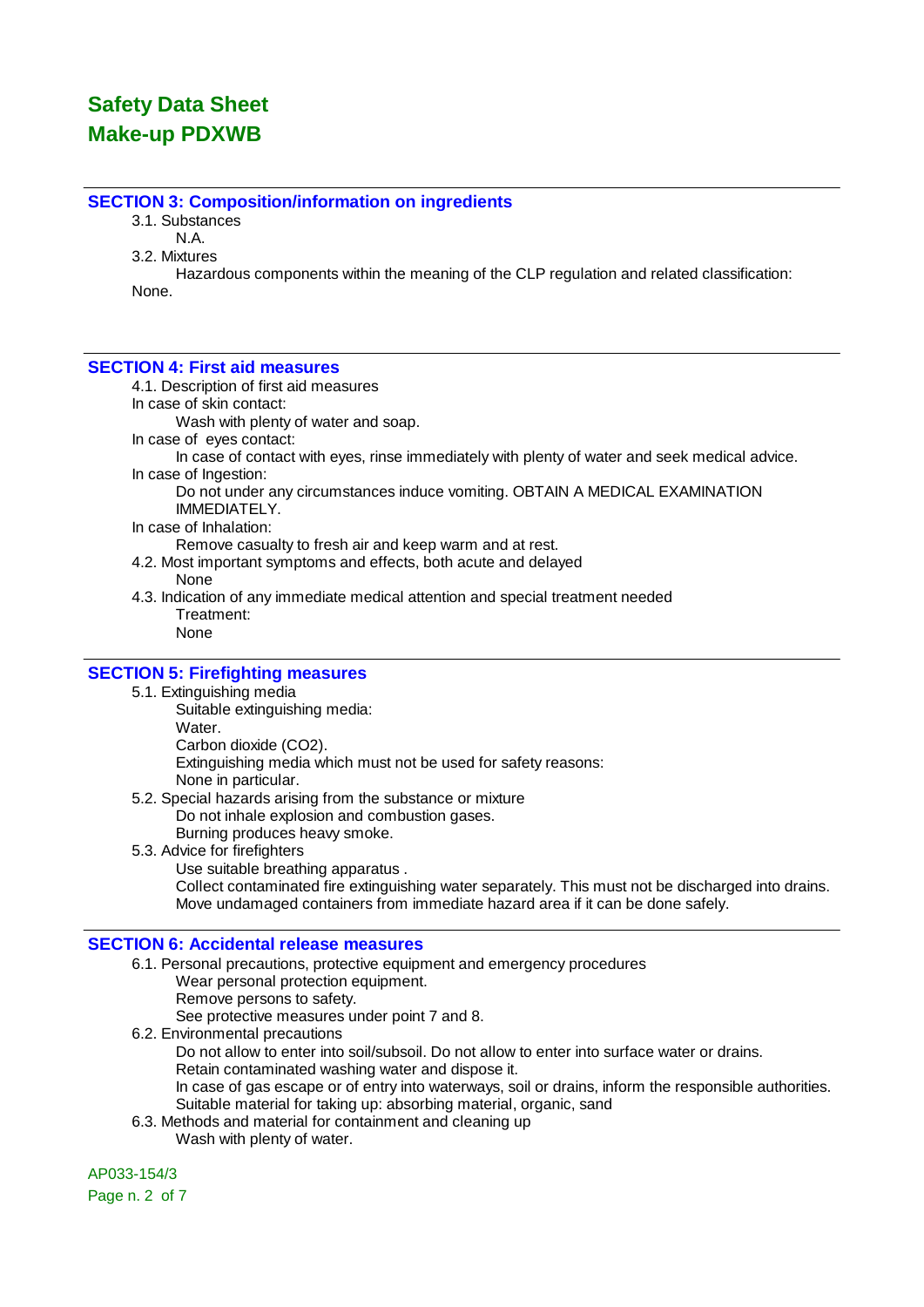# Safety Data Sheet
# Make-up PDXWB

## SECTION 3: Composition/information on ingredients

3.1. Substances

N.A.

3.2. Mixtures

Hazardous components within the meaning of the CLP regulation and related classification:

None.

## SECTION 4: First aid measures

4.1. Description of first aid measures

In case of skin contact:

Wash with plenty of water and soap.

In case of eyes contact:

In case of contact with eyes, rinse immediately with plenty of water and seek medical advice.

In case of Ingestion:

Do not under any circumstances induce vomiting. OBTAIN A MEDICAL EXAMINATION IMMEDIATELY.

In case of Inhalation:

Remove casualty to fresh air and keep warm and at rest.

4.2. Most important symptoms and effects, both acute and delayed

None

4.3. Indication of any immediate medical attention and special treatment needed

Treatment:

None

## SECTION 5: Firefighting measures

5.1. Extinguishing media

Suitable extinguishing media:

Water.

Carbon dioxide ($CO_2$).

Extinguishing media which must not be used for safety reasons:

None in particular.

5.2. Special hazards arising from the substance or mixture

Do not inhale explosion and combustion gases.

Burning produces heavy smoke.

5.3. Advice for firefighters

Use suitable breathing apparatus .

Collect contaminated fire extinguishing water separately. This must not be discharged into drains.

Move undamaged containers from immediate hazard area if it can be done safely.

## SECTION 6: Accidental release measures

6.1. Personal precautions, protective equipment and emergency procedures

Wear personal protection equipment.

Remove persons to safety.

See protective measures under point 7 and 8.

6.2. Environmental precautions

Do not allow to enter into soil/subsoil. Do not allow to enter into surface water or drains.

Retain contaminated washing water and dispose it.

In case of gas escape or of entry into waterways, soil or drains, inform the responsible authorities.

Suitable material for taking up: absorbing material, organic, sand

6.3. Methods and material for containment and cleaning up

Wash with plenty of water.

AP033-154/3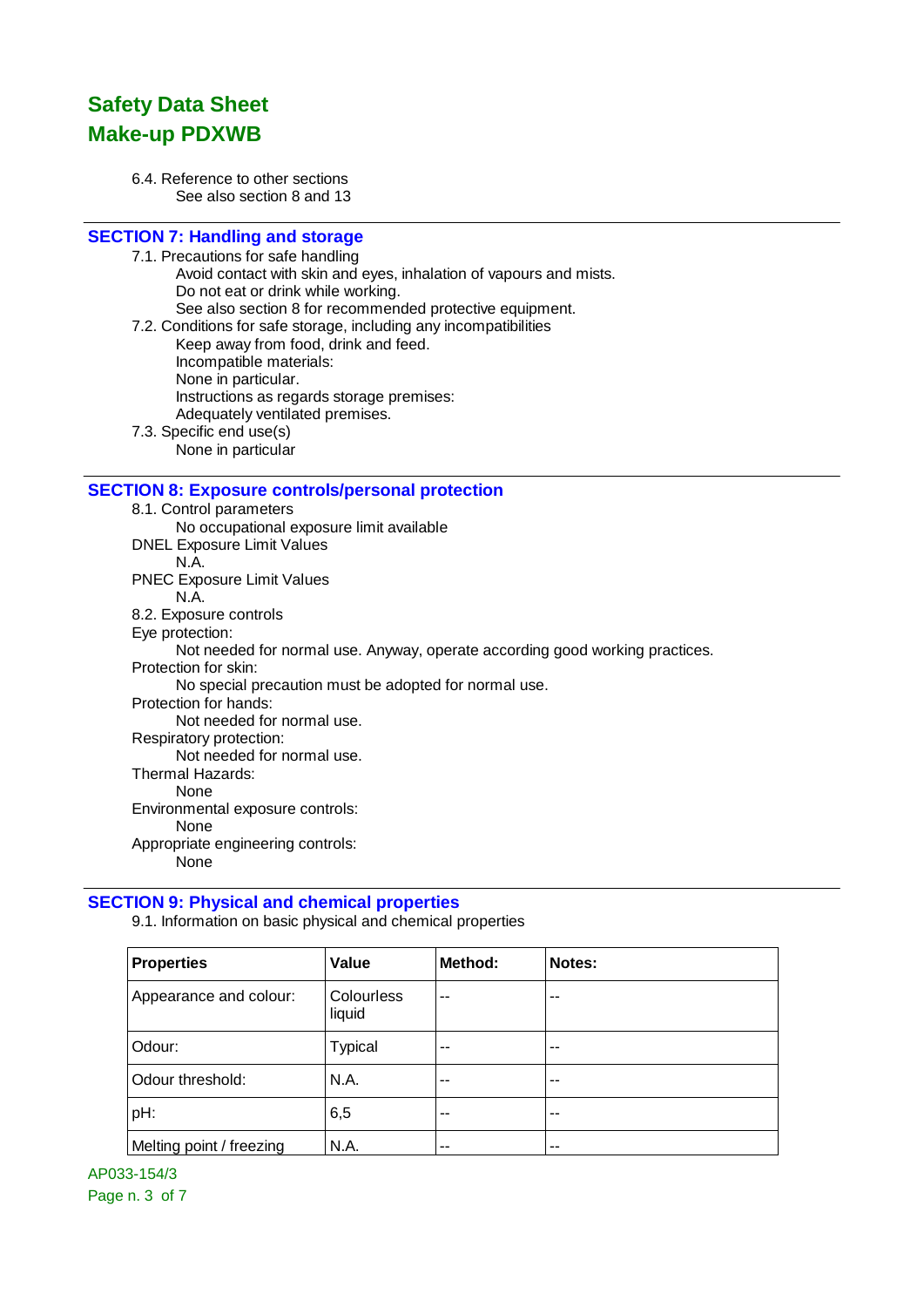6.4. Reference to other sections

See also section 8 and 13

## SECTION 7: Handling and storage

7.1. Precautions for safe handling

Avoid contact with skin and eyes, inhalation of vapours and mists.
Do not eat or drink while working.
See also section 8 for recommended protective equipment.

7.2. Conditions for safe storage, including any incompatibilities

Keep away from food, drink and feed.
Incompatible materials:
None in particular.
Instructions as regards storage premises:
Adequately ventilated premises.

7.3. Specific end use(s)

None in particular

## SECTION 8: Exposure controls/personal protection

8.1. Control parameters

No occupational exposure limit available

DNEL Exposure Limit Values

N.A.

PNEC Exposure Limit Values

N.A.

8.2. Exposure controls

Eye protection:

Not needed for normal use. Anyway, operate according good working practices.

Protection for skin:

No special precaution must be adopted for normal use.

Protection for hands:

Not needed for normal use.

Respiratory protection:

Not needed for normal use.

Thermal Hazards:

None

Environmental exposure controls:

None

Appropriate engineering controls:

None

## SECTION 9: Physical and chemical properties

9.1. Information on basic physical and chemical properties

| Properties | Value | Method: | Notes: |
|---|---|---|---|
| Appearance and colour: | Colourless liquid | -- | -- |
| Odour: | Typical | -- | -- |
| Odour threshold: | N.A. | -- | -- |
| pH: | 6,5 | -- | -- |
| Melting point / freezing | N.A. | -- | -- |

AP033-154/3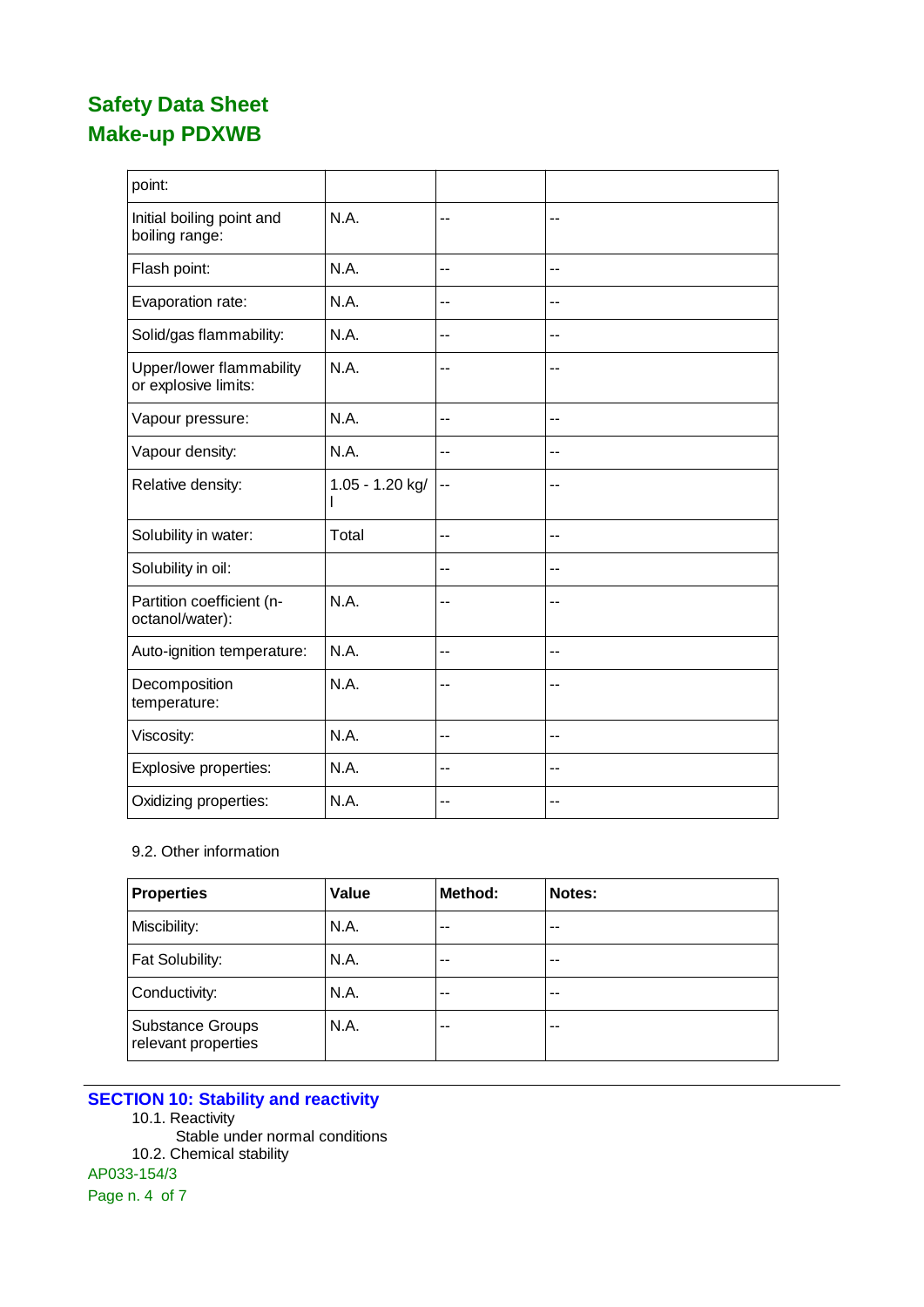| | | | |
|---|---|---|---|
| point: | | | |
| Initial boiling point and boiling range: | N.A. | -- | -- |
| Flash point: | N.A. | -- | -- |
| Evaporation rate: | N.A. | -- | -- |
| Solid/gas flammability: | N.A. | -- | -- |
| Upper/lower flammability or explosive limits: | N.A. | -- | -- |
| Vapour pressure: | N.A. | -- | -- |
| Vapour density: | N.A. | -- | -- |
| Relative density: | 1.05 - 1.20 kg/l | -- | -- |
| Solubility in water: | Total | -- | -- |
| Solubility in oil: | | -- | -- |
| Partition coefficient (n-octanol/water): | N.A. | -- | -- |
| Auto-ignition temperature: | N.A. | -- | -- |
| Decomposition temperature: | N.A. | -- | -- |
| Viscosity: | N.A. | -- | -- |
| Explosive properties: | N.A. | -- | -- |
| Oxidizing properties: | N.A. | -- | -- |

9.2. Other information

| **Properties** | **Value** | **Method:** | **Notes:** |
|---|---|---|---|
| Miscibility: | N.A. | -- | -- |
| Fat Solubility: | N.A. | -- | -- |
| Conductivity: | N.A. | -- | -- |
| Substance Groups relevant properties | N.A. | -- | -- |

## SECTION 10: Stability and reactivity

10.1. Reactivity

Stable under normal conditions

10.2. Chemical stability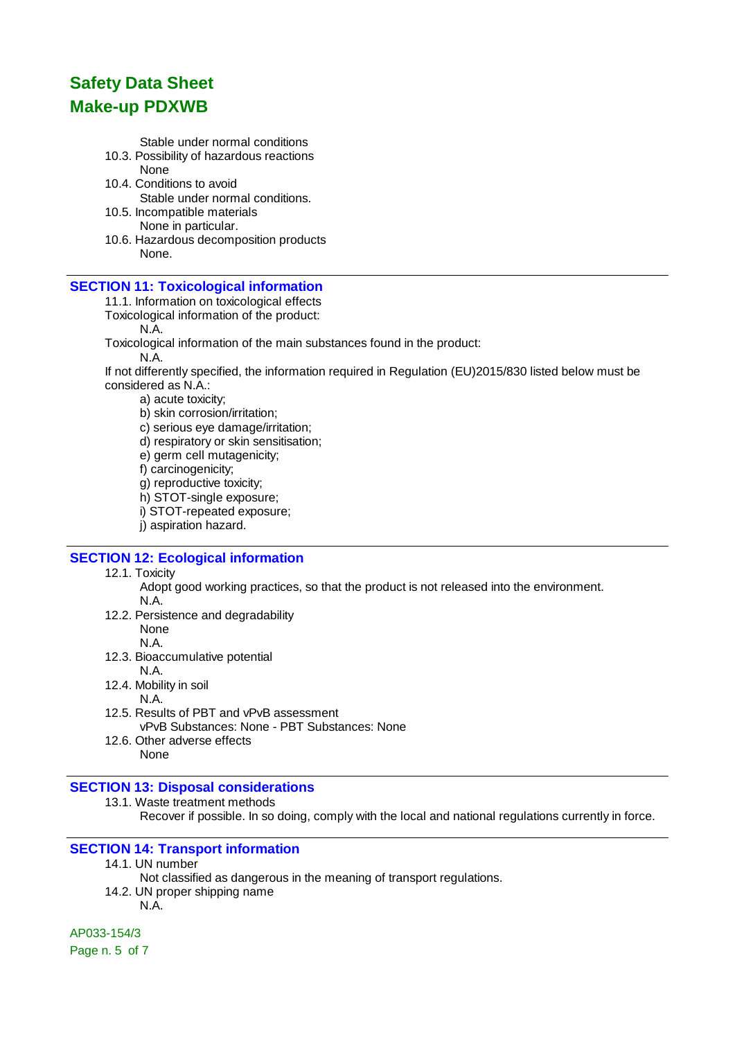Stable under normal conditions

10.3. Possibility of hazardous reactions

None

10.4. Conditions to avoid

Stable under normal conditions.

10.5. Incompatible materials

None in particular.

10.6. Hazardous decomposition products

None.

## SECTION 11: Toxicological information

11.1. Information on toxicological effects

Toxicological information of the product:

N.A.

Toxicological information of the main substances found in the product:

N.A.

If not differently specified, the information required in Regulation (EU)2015/830 listed below must be considered as N.A.:

a) acute toxicity;
b) skin corrosion/irritation;
c) serious eye damage/irritation;
d) respiratory or skin sensitisation;
e) germ cell mutagenicity;
f) carcinogenicity;
g) reproductive toxicity;
h) STOT-single exposure;
i) STOT-repeated exposure;
j) aspiration hazard.

## SECTION 12: Ecological information

12.1. Toxicity

Adopt good working practices, so that the product is not released into the environment.

N.A.

12.2. Persistence and degradability

None

N.A.

12.3. Bioaccumulative potential

N.A.

12.4. Mobility in soil

N.A.

12.5. Results of PBT and vPvB assessment

vPvB Substances: None - PBT Substances: None

12.6. Other adverse effects

None

## SECTION 13: Disposal considerations

13.1. Waste treatment methods

Recover if possible. In so doing, comply with the local and national regulations currently in force.

## SECTION 14: Transport information

14.1. UN number

Not classified as dangerous in the meaning of transport regulations.

14.2. UN proper shipping name

N.A.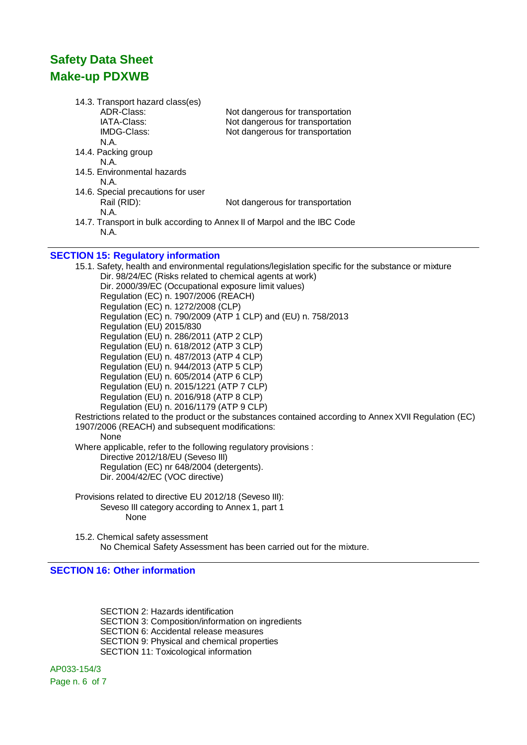14.3. Transport hazard class(es)

| | |
|---|---|
| ADR-Class: | Not dangerous for transportation |
| IATA-Class: | Not dangerous for transportation |
| IMDG-Class: | Not dangerous for transportation |

N.A.

14.4. Packing group

N.A.

14.5. Environmental hazards

N.A.

14.6. Special precautions for user

| | |
|---|---|
| Rail (RID): | Not dangerous for transportation |

N.A.

14.7. Transport in bulk according to Annex II of Marpol and the IBC Code

N.A.

## SECTION 15: Regulatory information

15.1. Safety, health and environmental regulations/legislation specific for the substance or mixture

- Dir. 98/24/EC (Risks related to chemical agents at work)
- Dir. 2000/39/EC (Occupational exposure limit values)
- Regulation (EC) n. 1907/2006 (REACH)
- Regulation (EC) n. 1272/2008 (CLP)
- Regulation (EC) n. 790/2009 (ATP 1 CLP) and (EU) n. 758/2013
- Regulation (EU) 2015/830
- Regulation (EU) n. 286/2011 (ATP 2 CLP)
- Regulation (EU) n. 618/2012 (ATP 3 CLP)
- Regulation (EU) n. 487/2013 (ATP 4 CLP)
- Regulation (EU) n. 944/2013 (ATP 5 CLP)
- Regulation (EU) n. 605/2014 (ATP 6 CLP)
- Regulation (EU) n. 2015/1221 (ATP 7 CLP)
- Regulation (EU) n. 2016/918 (ATP 8 CLP)
- Regulation (EU) n. 2016/1179 (ATP 9 CLP)

Restrictions related to the product or the substances contained according to Annex XVII Regulation (EC) 1907/2006 (REACH) and subsequent modifications:

None

Where applicable, refer to the following regulatory provisions :

- Directive 2012/18/EU (Seveso III)
- Regulation (EC) nr 648/2004 (detergents).
- Dir. 2004/42/EC (VOC directive)

Provisions related to directive EU 2012/18 (Seveso III):

Seveso III category according to Annex 1, part 1

None

15.2. Chemical safety assessment

No Chemical Safety Assessment has been carried out for the mixture.

## SECTION 16: Other information

- SECTION 2: Hazards identification
- SECTION 3: Composition/information on ingredients
- SECTION 6: Accidental release measures
- SECTION 9: Physical and chemical properties
- SECTION 11: Toxicological information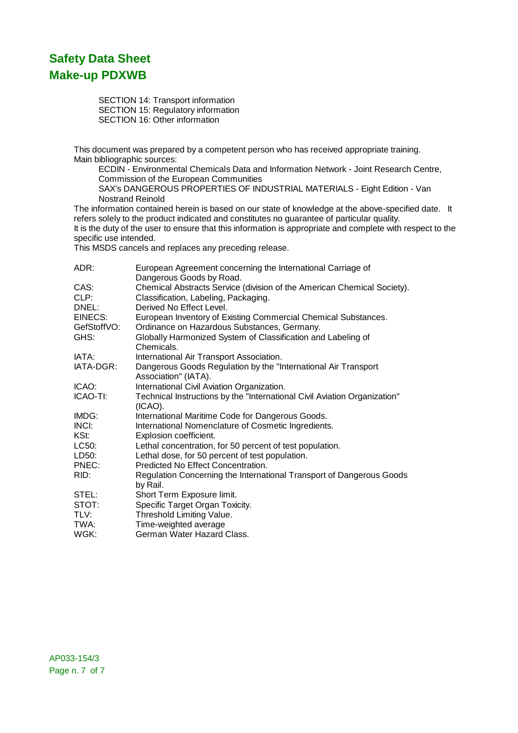# Safety Data Sheet
# Make-up PDXWB

SECTION 14: Transport information
SECTION 15: Regulatory information
SECTION 16: Other information

This document was prepared by a competent person who has received appropriate training.
Main bibliographic sources:

ECDIN - Environmental Chemicals Data and Information Network - Joint Research Centre, Commission of the European Communities
SAX's DANGEROUS PROPERTIES OF INDUSTRIAL MATERIALS - Eight Edition - Van Nostrand Reinold

The information contained herein is based on our state of knowledge at the above-specified date. It refers solely to the product indicated and constitutes no guarantee of particular quality.
It is the duty of the user to ensure that this information is appropriate and complete with respect to the specific use intended.
This MSDS cancels and replaces any preceding release.

| | |
|---|---|
| ADR: | European Agreement concerning the International Carriage of Dangerous Goods by Road. |
| CAS: | Chemical Abstracts Service (division of the American Chemical Society). |
| CLP: | Classification, Labeling, Packaging. |
| DNEL: | Derived No Effect Level. |
| EINECS: | European Inventory of Existing Commercial Chemical Substances. |
| GefStoffVO: | Ordinance on Hazardous Substances, Germany. |
| GHS: | Globally Harmonized System of Classification and Labeling of Chemicals. |
| IATA: | International Air Transport Association. |
| IATA-DGR: | Dangerous Goods Regulation by the "International Air Transport Association" (IATA). |
| ICAO: | International Civil Aviation Organization. |
| ICAO-TI: | Technical Instructions by the "International Civil Aviation Organization" (ICAO). |
| IMDG: | International Maritime Code for Dangerous Goods. |
| INCI: | International Nomenclature of Cosmetic Ingredients. |
| KSt: | Explosion coefficient. |
| LC50: | Lethal concentration, for 50 percent of test population. |
| LD50: | Lethal dose, for 50 percent of test population. |
| PNEC: | Predicted No Effect Concentration. |
| RID: | Regulation Concerning the International Transport of Dangerous Goods by Rail. |
| STEL: | Short Term Exposure limit. |
| STOT: | Specific Target Organ Toxicity. |
| TLV: | Threshold Limiting Value. |
| TWA: | Time-weighted average |
| WGK: | German Water Hazard Class. |

AP033-154/3